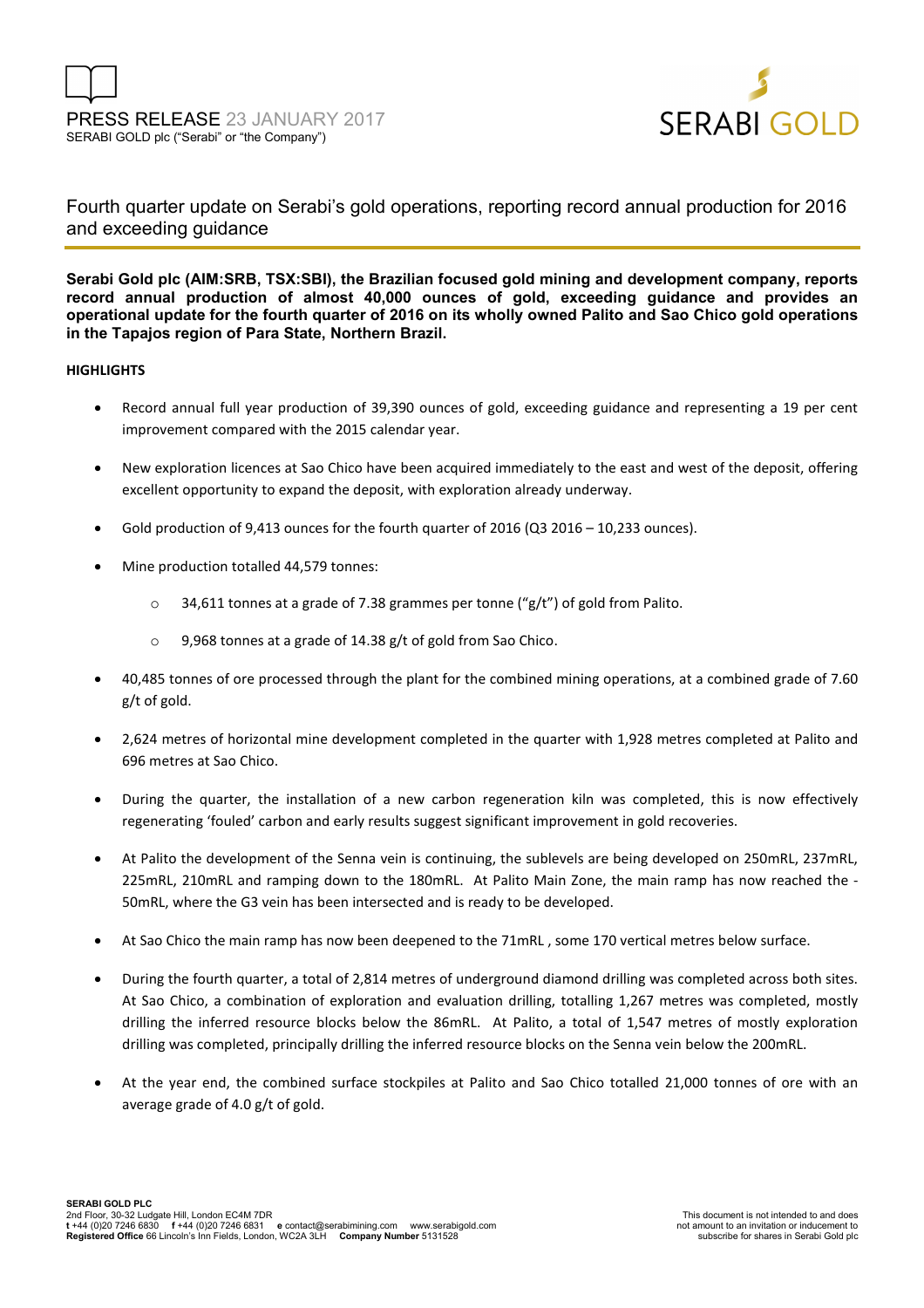PRESS RELEASE 23 JANUARY 2017
SERABI GOLD plc ("Serabi" or "the Company")

SERABI GOLD

# Fourth quarter update on Serabi's gold operations, reporting record annual production for 2016 and exceeding guidance

**Serabi Gold plc (AIM:SRB, TSX:SBI), the Brazilian focused gold mining and development company, reports record annual production of almost 40,000 ounces of gold, exceeding guidance and provides an operational update for the fourth quarter of 2016 on its wholly owned Palito and Sao Chico gold operations in the Tapajos region of Para State, Northern Brazil.**

**HIGHLIGHTS**

- Record annual full year production of 39,390 ounces of gold, exceeding guidance and representing a 19 per cent improvement compared with the 2015 calendar year.
- New exploration licences at Sao Chico have been acquired immediately to the east and west of the deposit, offering excellent opportunity to expand the deposit, with exploration already underway.
- Gold production of 9,413 ounces for the fourth quarter of 2016 (Q3 2016 – 10,233 ounces).
- Mine production totalled 44,579 tonnes:
  - 34,611 tonnes at a grade of 7.38 grammes per tonne ("g/t") of gold from Palito.
  - 9,968 tonnes at a grade of 14.38 g/t of gold from Sao Chico.
- 40,485 tonnes of ore processed through the plant for the combined mining operations, at a combined grade of 7.60 g/t of gold.
- 2,624 metres of horizontal mine development completed in the quarter with 1,928 metres completed at Palito and 696 metres at Sao Chico.
- During the quarter, the installation of a new carbon regeneration kiln was completed, this is now effectively regenerating 'fouled' carbon and early results suggest significant improvement in gold recoveries.
- At Palito the development of the Senna vein is continuing, the sublevels are being developed on 250mRL, 237mRL, 225mRL, 210mRL and ramping down to the 180mRL. At Palito Main Zone, the main ramp has now reached the -50mRL, where the G3 vein has been intersected and is ready to be developed.
- At Sao Chico the main ramp has now been deepened to the 71mRL , some 170 vertical metres below surface.
- During the fourth quarter, a total of 2,814 metres of underground diamond drilling was completed across both sites. At Sao Chico, a combination of exploration and evaluation drilling, totalling 1,267 metres was completed, mostly drilling the inferred resource blocks below the 86mRL. At Palito, a total of 1,547 metres of mostly exploration drilling was completed, principally drilling the inferred resource blocks on the Senna vein below the 200mRL.
- At the year end, the combined surface stockpiles at Palito and Sao Chico totalled 21,000 tonnes of ore with an average grade of 4.0 g/t of gold.

**SERABI GOLD PLC**
2nd Floor, 30-32 Ludgate Hill, London EC4M 7DR
**t** +44 (0)20 7246 6830 **f** +44 (0)20 7246 6831 **e** contact@serabimining.com www.serabigold.com
**Registered Office** 66 Lincoln's Inn Fields, London, WC2A 3LH **Company Number** 5131528

This document is not intended to and does not amount to an invitation or inducement to subscribe for shares in Serabi Gold plc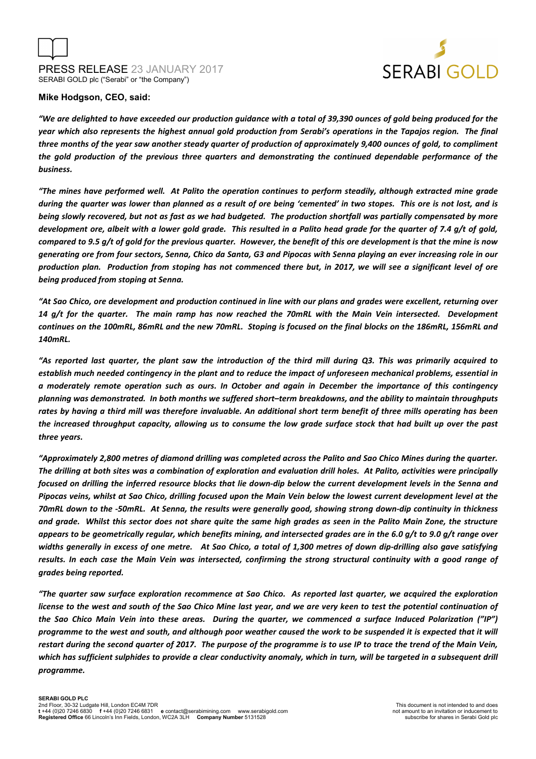**Mike Hodgson, CEO, said:**

*"We are delighted to have exceeded our production guidance with a total of 39,390 ounces of gold being produced for the year which also represents the highest annual gold production from Serabi's operations in the Tapajos region. The final three months of the year saw another steady quarter of production of approximately 9,400 ounces of gold, to compliment the gold production of the previous three quarters and demonstrating the continued dependable performance of the business.*

*"The mines have performed well. At Palito the operation continues to perform steadily, although extracted mine grade during the quarter was lower than planned as a result of ore being 'cemented' in two stopes. This ore is not lost, and is being slowly recovered, but not as fast as we had budgeted. The production shortfall was partially compensated by more development ore, albeit with a lower gold grade. This resulted in a Palito head grade for the quarter of 7.4 g/t of gold, compared to 9.5 g/t of gold for the previous quarter. However, the benefit of this ore development is that the mine is now generating ore from four sectors, Senna, Chico da Santa, G3 and Pipocas with Senna playing an ever increasing role in our production plan. Production from stoping has not commenced there but, in 2017, we will see a significant level of ore being produced from stoping at Senna.*

*"At Sao Chico, ore development and production continued in line with our plans and grades were excellent, returning over 14 g/t for the quarter. The main ramp has now reached the 70mRL with the Main Vein intersected. Development continues on the 100mRL, 86mRL and the new 70mRL. Stoping is focused on the final blocks on the 186mRL, 156mRL and 140mRL.*

*"As reported last quarter, the plant saw the introduction of the third mill during Q3. This was primarily acquired to establish much needed contingency in the plant and to reduce the impact of unforeseen mechanical problems, essential in a moderately remote operation such as ours. In October and again in December the importance of this contingency planning was demonstrated. In both months we suffered short–term breakdowns, and the ability to maintain throughputs rates by having a third mill was therefore invaluable. An additional short term benefit of three mills operating has been the increased throughput capacity, allowing us to consume the low grade surface stock that had built up over the past three years.*

*"Approximately 2,800 metres of diamond drilling was completed across the Palito and Sao Chico Mines during the quarter. The drilling at both sites was a combination of exploration and evaluation drill holes. At Palito, activities were principally focused on drilling the inferred resource blocks that lie down-dip below the current development levels in the Senna and Pipocas veins, whilst at Sao Chico, drilling focused upon the Main Vein below the lowest current development level at the 70mRL down to the -50mRL. At Senna, the results were generally good, showing strong down-dip continuity in thickness and grade. Whilst this sector does not share quite the same high grades as seen in the Palito Main Zone, the structure appears to be geometrically regular, which benefits mining, and intersected grades are in the 6.0 g/t to 9.0 g/t range over widths generally in excess of one metre. At Sao Chico, a total of 1,300 metres of down dip-drilling also gave satisfying results. In each case the Main Vein was intersected, confirming the strong structural continuity with a good range of grades being reported.*

*"The quarter saw surface exploration recommence at Sao Chico. As reported last quarter, we acquired the exploration license to the west and south of the Sao Chico Mine last year, and we are very keen to test the potential continuation of the Sao Chico Main Vein into these areas. During the quarter, we commenced a surface Induced Polarization ("IP") programme to the west and south, and although poor weather caused the work to be suspended it is expected that it will restart during the second quarter of 2017. The purpose of the programme is to use IP to trace the trend of the Main Vein, which has sufficient sulphides to provide a clear conductivity anomaly, which in turn, will be targeted in a subsequent drill programme.*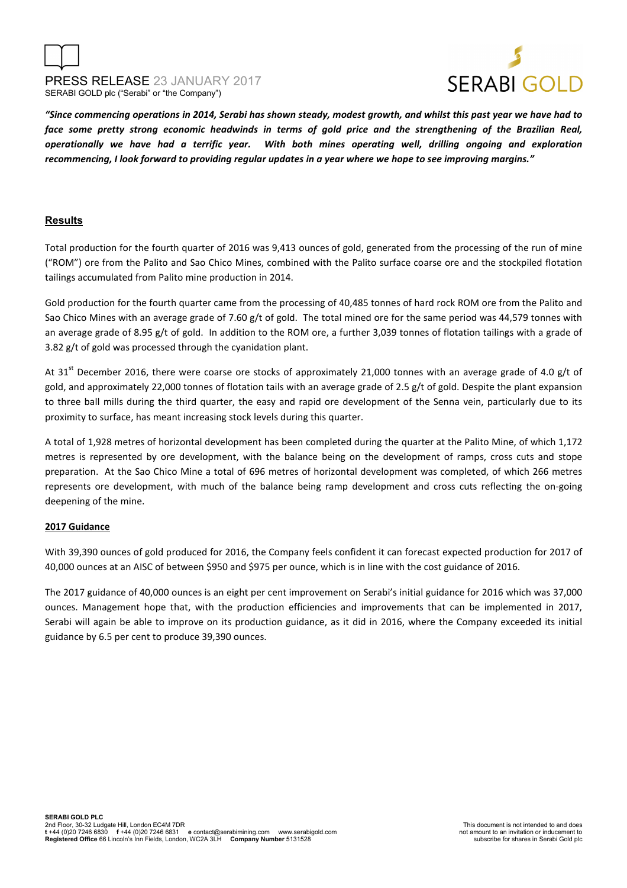***"Since commencing operations in 2014, Serabi has shown steady, modest growth, and whilst this past year we have had to face some pretty strong economic headwinds in terms of gold price and the strengthening of the Brazilian Real, operationally we have had a terrific year. With both mines operating well, drilling ongoing and exploration recommencing, I look forward to providing regular updates in a year where we hope to see improving margins."***

## Results

Total production for the fourth quarter of 2016 was 9,413 ounces of gold, generated from the processing of the run of mine ("ROM") ore from the Palito and Sao Chico Mines, combined with the Palito surface coarse ore and the stockpiled flotation tailings accumulated from Palito mine production in 2014.

Gold production for the fourth quarter came from the processing of 40,485 tonnes of hard rock ROM ore from the Palito and Sao Chico Mines with an average grade of 7.60 g/t of gold. The total mined ore for the same period was 44,579 tonnes with an average grade of 8.95 g/t of gold. In addition to the ROM ore, a further 3,039 tonnes of flotation tailings with a grade of 3.82 g/t of gold was processed through the cyanidation plant.

At 31st December 2016, there were coarse ore stocks of approximately 21,000 tonnes with an average grade of 4.0 g/t of gold, and approximately 22,000 tonnes of flotation tails with an average grade of 2.5 g/t of gold. Despite the plant expansion to three ball mills during the third quarter, the easy and rapid ore development of the Senna vein, particularly due to its proximity to surface, has meant increasing stock levels during this quarter.

A total of 1,928 metres of horizontal development has been completed during the quarter at the Palito Mine, of which 1,172 metres is represented by ore development, with the balance being on the development of ramps, cross cuts and stope preparation. At the Sao Chico Mine a total of 696 metres of horizontal development was completed, of which 266 metres represents ore development, with much of the balance being ramp development and cross cuts reflecting the on-going deepening of the mine.

### 2017 Guidance

With 39,390 ounces of gold produced for 2016, the Company feels confident it can forecast expected production for 2017 of 40,000 ounces at an AISC of between $950 and $975 per ounce, which is in line with the cost guidance of 2016.

The 2017 guidance of 40,000 ounces is an eight per cent improvement on Serabi's initial guidance for 2016 which was 37,000 ounces. Management hope that, with the production efficiencies and improvements that can be implemented in 2017, Serabi will again be able to improve on its production guidance, as it did in 2016, where the Company exceeded its initial guidance by 6.5 per cent to produce 39,390 ounces.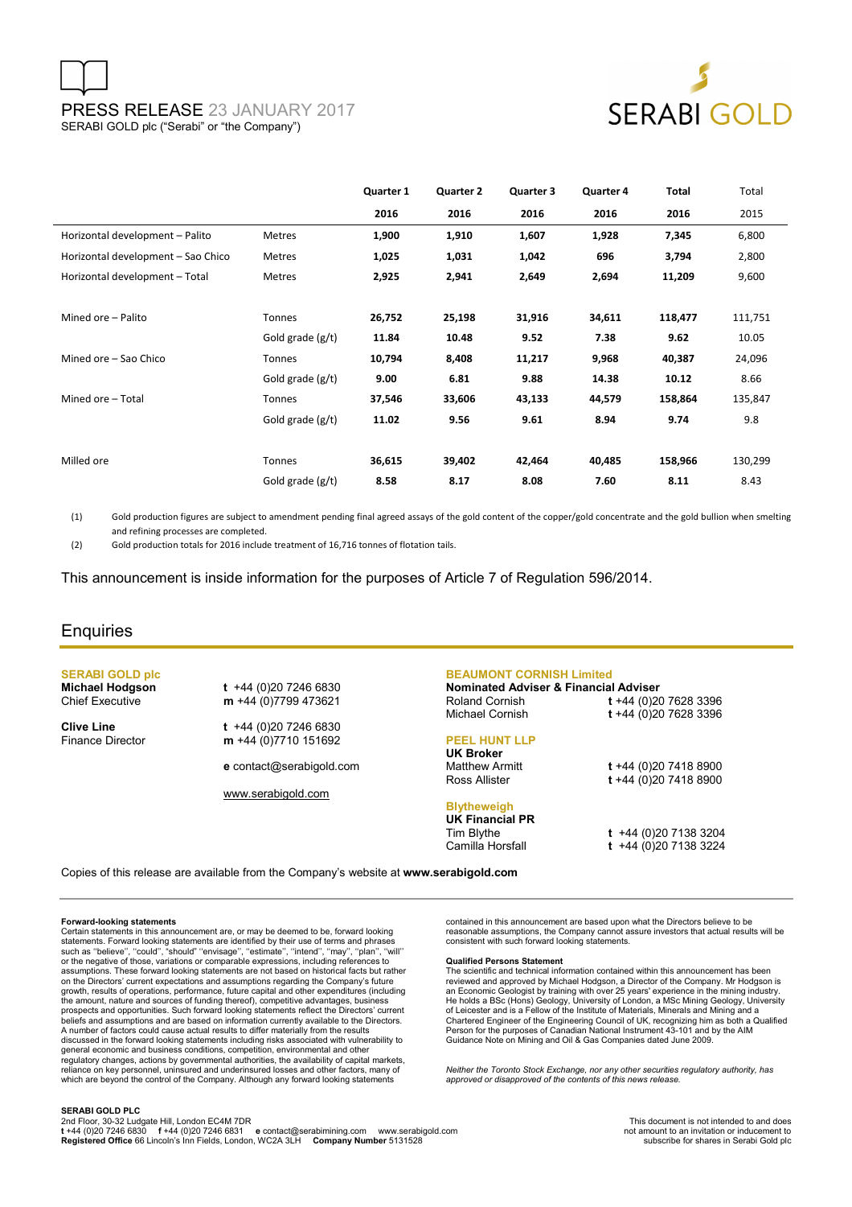# PRESS RELEASE 23 JANUARY 2017

SERABI GOLD plc ("Serabi" or "the Company")

| | | Quarter 1 2016 | Quarter 2 2016 | Quarter 3 2016 | Quarter 4 2016 | Total 2016 | Total 2015 |
|---|---|---|---|---|---|---|---|
| Horizontal development – Palito | Metres | **1,900** | **1,910** | **1,607** | **1,928** | **7,345** | 6,800 |
| Horizontal development – Sao Chico | Metres | **1,025** | **1,031** | **1,042** | **696** | **3,794** | 2,800 |
| Horizontal development – Total | Metres | **2,925** | **2,941** | **2,649** | **2,694** | **11,209** | 9,600 |
| Mined ore – Palito | Tonnes | **26,752** | **25,198** | **31,916** | **34,611** | **118,477** | 111,751 |
| | Gold grade (g/t) | **11.84** | **10.48** | **9.52** | **7.38** | **9.62** | 10.05 |
| Mined ore – Sao Chico | Tonnes | **10,794** | **8,408** | **11,217** | **9,968** | **40,387** | 24,096 |
| | Gold grade (g/t) | **9.00** | **6.81** | **9.88** | **14.38** | **10.12** | 8.66 |
| Mined ore – Total | Tonnes | **37,546** | **33,606** | **43,133** | **44,579** | **158,864** | 135,847 |
| | Gold grade (g/t) | **11.02** | **9.56** | **9.61** | **8.94** | **9.74** | 9.8 |
| Milled ore | Tonnes | **36,615** | **39,402** | **42,464** | **40,485** | **158,966** | 130,299 |
| | Gold grade (g/t) | **8.58** | **8.17** | **8.08** | **7.60** | **8.11** | 8.43 |

(1) Gold production figures are subject to amendment pending final agreed assays of the gold content of the copper/gold concentrate and the gold bullion when smelting and refining processes are completed.

(2) Gold production totals for 2016 include treatment of 16,716 tonnes of flotation tails.

This announcement is inside information for the purposes of Article 7 of Regulation 596/2014.

## Enquiries

**SERABI GOLD plc**

**Michael Hodgson** — Chief Executive
**t** +44 (0)20 7246 6830
**m** +44 (0)7799 473621

**Clive Line** — Finance Director
**t** +44 (0)20 7246 6830
**m** +44 (0)7710 151692

**e** contact@serabigold.com

www.serabigold.com

**BEAUMONT CORNISH Limited**
**Nominated Adviser & Financial Adviser**
Roland Cornish **t** +44 (0)20 7628 3396
Michael Cornish **t** +44 (0)20 7628 3396

**PEEL HUNT LLP**
**UK Broker**
Matthew Armitt **t** +44 (0)20 7418 8900
Ross Allister **t** +44 (0)20 7418 8900

**Blytheweigh**
**UK Financial PR**
Tim Blythe **t** +44 (0)20 7138 3204
Camilla Horsfall **t** +44 (0)20 7138 3224

Copies of this release are available from the Company's website at **www.serabigold.com**

**Forward-looking statements**
Certain statements in this announcement are, or may be deemed to be, forward looking statements. Forward looking statements are identified by their use of terms and phrases such as "believe", "could", "should" "envisage", "estimate", "intend", "may", "plan", "will" or the negative of those, variations or comparable expressions, including references to assumptions. These forward looking statements are not based on historical facts but rather on the Directors' current expectations and assumptions regarding the Company's future growth, results of operations, performance, future capital and other expenditures (including the amount, nature and sources of funding thereof), competitive advantages, business prospects and opportunities. Such forward looking statements reflect the Directors' current beliefs and assumptions and are based on information currently available to the Directors. A number of factors could cause actual results to differ materially from the results discussed in the forward looking statements including risks associated with vulnerability to general economic and business conditions, competition, environmental and other regulatory changes, actions by governmental authorities, the availability of capital markets, reliance on key personnel, uninsured and underinsured losses and other factors, many of which are beyond the control of the Company. Although any forward looking statements contained in this announcement are based upon what the Directors believe to be reasonable assumptions, the Company cannot assure investors that actual results will be consistent with such forward looking statements.

**Qualified Persons Statement**
The scientific and technical information contained within this announcement has been reviewed and approved by Michael Hodgson, a Director of the Company. Mr Hodgson is an Economic Geologist by training with over 25 years' experience in the mining industry. He holds a BSc (Hons) Geology, University of London, a MSc Mining Geology, University of Leicester and is a Fellow of the Institute of Materials, Minerals and Mining and a Chartered Engineer of the Engineering Council of UK, recognizing him as both a Qualified Person for the purposes of Canadian National Instrument 43-101 and by the AIM Guidance Note on Mining and Oil & Gas Companies dated June 2009.

*Neither the Toronto Stock Exchange, nor any other securities regulatory authority, has approved or disapproved of the contents of this news release.*

**SERABI GOLD PLC**
2nd Floor, 30-32 Ludgate Hill, London EC4M 7DR
**t** +44 (0)20 7246 6830 **f** +44 (0)20 7246 6831 **e** contact@serabimining.com www.serabigold.com
**Registered Office** 66 Lincoln's Inn Fields, London, WC2A 3LH **Company Number** 5131528

This document is not intended to and does not amount to an invitation or inducement to subscribe for shares in Serabi Gold plc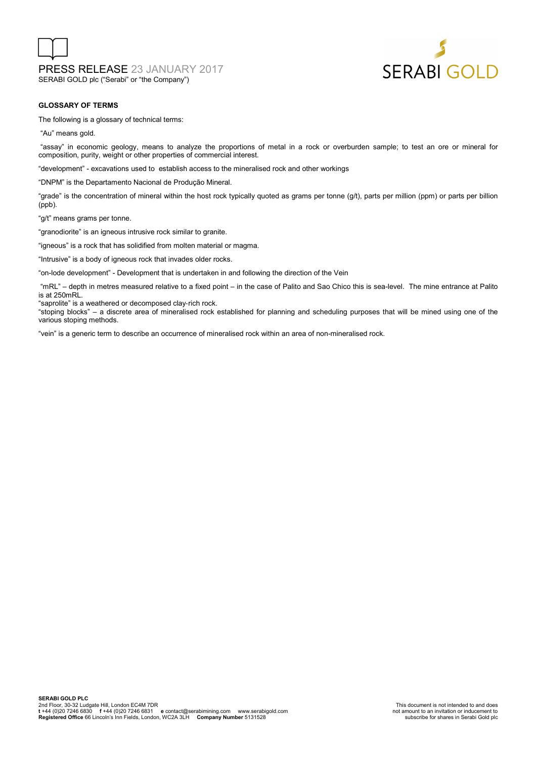## GLOSSARY OF TERMS

The following is a glossary of technical terms:

"Au" means gold.

"assay" in economic geology, means to analyze the proportions of metal in a rock or overburden sample; to test an ore or mineral for composition, purity, weight or other properties of commercial interest.

"development" - excavations used to establish access to the mineralised rock and other workings

"DNPM" is the Departamento Nacional de Produção Mineral.

"grade" is the concentration of mineral within the host rock typically quoted as grams per tonne (g/t), parts per million (ppm) or parts per billion (ppb).

"g/t" means grams per tonne.

"granodiorite" is an igneous intrusive rock similar to granite.

"igneous" is a rock that has solidified from molten material or magma.

"Intrusive" is a body of igneous rock that invades older rocks.

"on-lode development" - Development that is undertaken in and following the direction of the Vein

"mRL" – depth in metres measured relative to a fixed point – in the case of Palito and Sao Chico this is sea-level. The mine entrance at Palito is at 250mRL.

"saprolite" is a weathered or decomposed clay-rich rock.

"stoping blocks" – a discrete area of mineralised rock established for planning and scheduling purposes that will be mined using one of the various stoping methods.

"vein" is a generic term to describe an occurrence of mineralised rock within an area of non-mineralised rock.